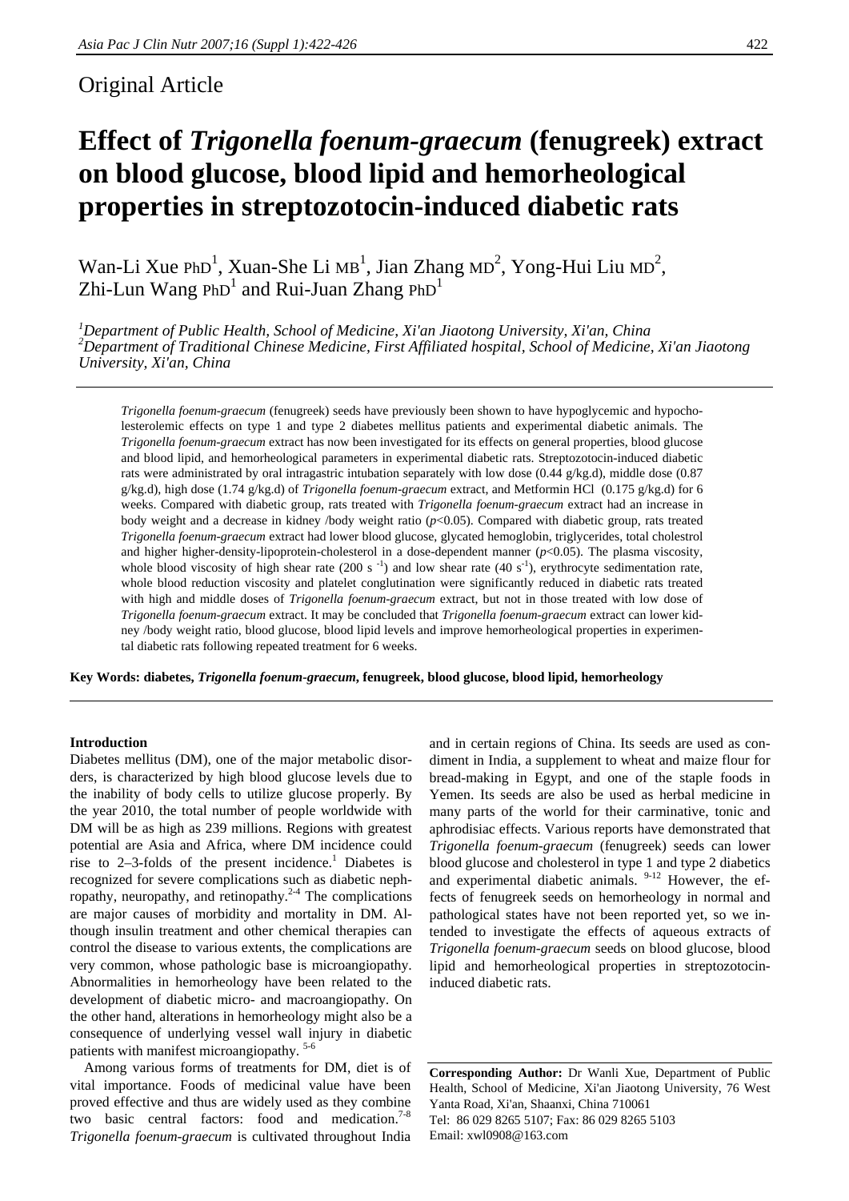Original Article

# Effect of *Trigonella foenum-graecum* (fenugreek) extract on blood glucose, blood lipid and hemorheological properties in streptozotocin-induced diabetic rats

Wan-Li Xue PhD[1], Xuan-She Li MB[1], Jian Zhang MD[2], Yong-Hui Liu MD[2], Zhi-Lun Wang PhD[1] and Rui-Juan Zhang PhD[1]

[1]*Department of Public Health, School of Medicine, Xi'an Jiaotong University, Xi'an, China*
[2]*Department of Traditional Chinese Medicine, First Affiliated hospital, School of Medicine, Xi'an Jiaotong University, Xi'an, China*

*Trigonella foenum-graecum* (fenugreek) seeds have previously been shown to have hypoglycemic and hypocholesterolemic effects on type 1 and type 2 diabetes mellitus patients and experimental diabetic animals. The *Trigonella foenum-graecum* extract has now been investigated for its effects on general properties, blood glucose and blood lipid, and hemorheological parameters in experimental diabetic rats. Streptozotocin-induced diabetic rats were administrated by oral intragastric intubation separately with low dose (0.44 g/kg.d), middle dose (0.87 g/kg.d), high dose (1.74 g/kg.d) of *Trigonella foenum-graecum* extract, and Metformin HCl (0.175 g/kg.d) for 6 weeks. Compared with diabetic group, rats treated with *Trigonella foenum-graecum* extract had an increase in body weight and a decrease in kidney /body weight ratio ($p<0.05$). Compared with diabetic group, rats treated *Trigonella foenum-graecum* extract had lower blood glucose, glycated hemoglobin, triglycerides, total cholestrol and higher higher-density-lipoprotein-cholesterol in a dose-dependent manner ($p<0.05$). The plasma viscosity, whole blood viscosity of high shear rate (200 $s^{-1}$) and low shear rate (40 $s^{-1}$), erythrocyte sedimentation rate, whole blood reduction viscosity and platelet conglutination were significantly reduced in diabetic rats treated with high and middle doses of *Trigonella foenum-graecum* extract, but not in those treated with low dose of *Trigonella foenum-graecum* extract. It may be concluded that *Trigonella foenum-graecum* extract can lower kidney /body weight ratio, blood glucose, blood lipid levels and improve hemorheological properties in experimental diabetic rats following repeated treatment for 6 weeks.

**Key Words: diabetes, *Trigonella foenum-graecum*, fenugreek, blood glucose, blood lipid, hemorheology**

## Introduction

Diabetes mellitus (DM), one of the major metabolic disorders, is characterized by high blood glucose levels due to the inability of body cells to utilize glucose properly. By the year 2010, the total number of people worldwide with DM will be as high as 239 millions. Regions with greatest potential are Asia and Africa, where DM incidence could rise to 2–3-folds of the present incidence.[1] Diabetes is recognized for severe complications such as diabetic nephropathy, neuropathy, and retinopathy.[2-4] The complications are major causes of morbidity and mortality in DM. Although insulin treatment and other chemical therapies can control the disease to various extents, the complications are very common, whose pathologic base is microangiopathy. Abnormalities in hemorheology have been related to the development of diabetic micro- and macroangiopathy. On the other hand, alterations in hemorheology might also be a consequence of underlying vessel wall injury in diabetic patients with manifest microangiopathy. [5-6]

Among various forms of treatments for DM, diet is of vital importance. Foods of medicinal value have been proved effective and thus are widely used as they combine two basic central factors: food and medication.[7-8] *Trigonella foenum-graecum* is cultivated throughout India and in certain regions of China. Its seeds are used as condiment in India, a supplement to wheat and maize flour for bread-making in Egypt, and one of the staple foods in Yemen. Its seeds are also be used as herbal medicine in many parts of the world for their carminative, tonic and aphrodisiac effects. Various reports have demonstrated that *Trigonella foenum-graecum* (fenugreek) seeds can lower blood glucose and cholesterol in type 1 and type 2 diabetics and experimental diabetic animals. [9-12] However, the effects of fenugreek seeds on hemorheology in normal and pathological states have not been reported yet, so we intended to investigate the effects of aqueous extracts of *Trigonella foenum-graecum* seeds on blood glucose, blood lipid and hemorheological properties in streptozotocin-induced diabetic rats.

**Corresponding Author:** Dr Wanli Xue, Department of Public Health, School of Medicine, Xi'an Jiaotong University, 76 West Yanta Road, Xi'an, Shaanxi, China 710061
Tel: 86 029 8265 5107; Fax: 86 029 8265 5103
Email: xwl0908@163.com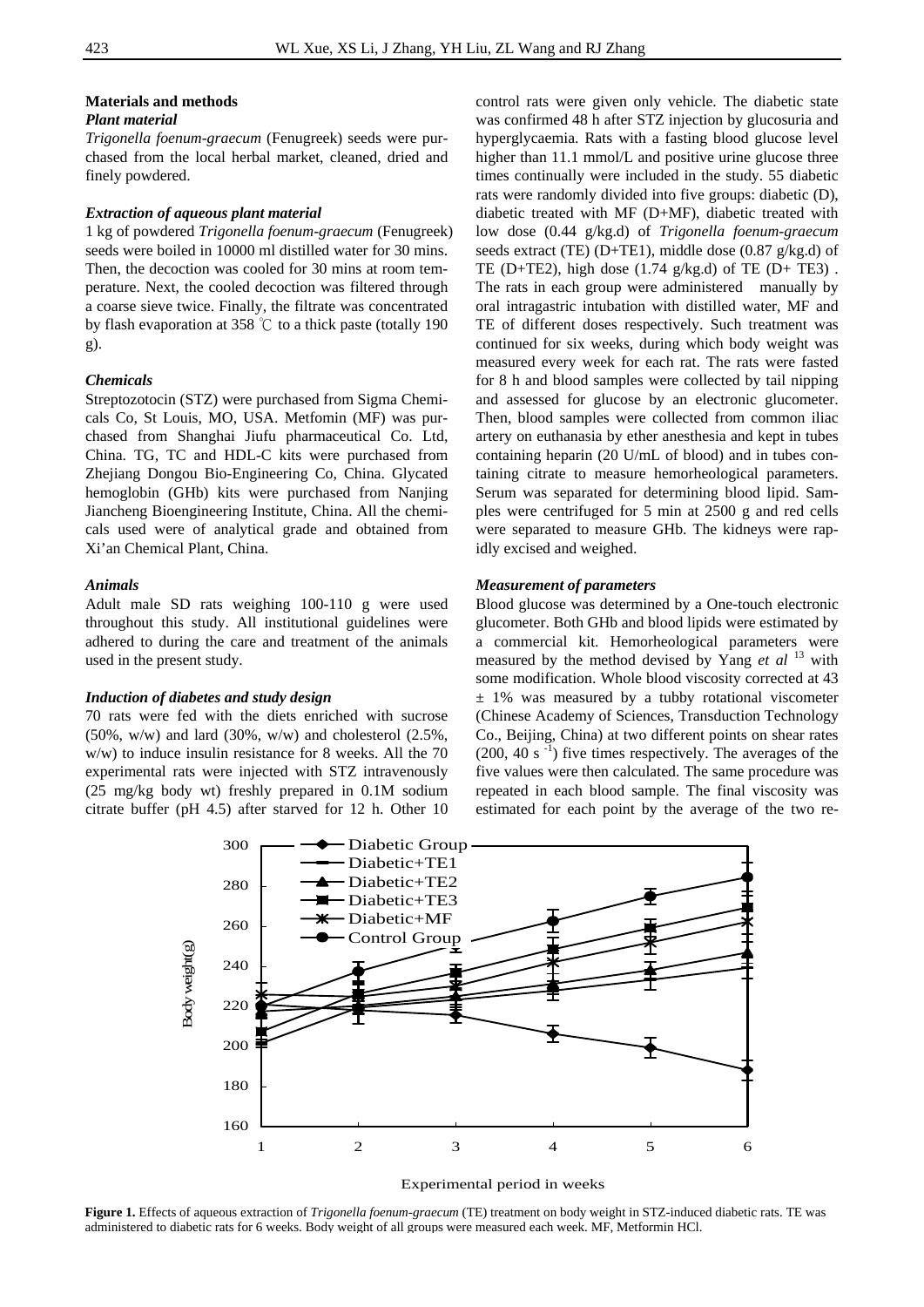## Materials and methods

### *Plant material*

*Trigonella foenum-graecum* (Fenugreek) seeds were purchased from the local herbal market, cleaned, dried and finely powdered.

### *Extraction of aqueous plant material*

1 kg of powdered *Trigonella foenum-graecum* (Fenugreek) seeds were boiled in 10000 ml distilled water for 30 mins. Then, the decoction was cooled for 30 mins at room temperature. Next, the cooled decoction was filtered through a coarse sieve twice. Finally, the filtrate was concentrated by flash evaporation at 358 ℃ to a thick paste (totally 190 g).

### *Chemicals*

Streptozotocin (STZ) were purchased from Sigma Chemicals Co, St Louis, MO, USA. Metfomin (MF) was purchased from Shanghai Jiufu pharmaceutical Co. Ltd, China. TG, TC and HDL-C kits were purchased from Zhejiang Dongou Bio-Engineering Co, China. Glycated hemoglobin (GHb) kits were purchased from Nanjing Jiancheng Bioengineering Institute, China. All the chemicals used were of analytical grade and obtained from Xi'an Chemical Plant, China.

### *Animals*

Adult male SD rats weighing 100-110 g were used throughout this study. All institutional guidelines were adhered to during the care and treatment of the animals used in the present study.

### *Induction of diabetes and study design*

70 rats were fed with the diets enriched with sucrose (50%, w/w) and lard (30%, w/w) and cholesterol (2.5%, w/w) to induce insulin resistance for 8 weeks. All the 70 experimental rats were injected with STZ intravenously (25 mg/kg body wt) freshly prepared in 0.1M sodium citrate buffer (pH 4.5) after starved for 12 h. Other 10 control rats were given only vehicle. The diabetic state was confirmed 48 h after STZ injection by glucosuria and hyperglycaemia. Rats with a fasting blood glucose level higher than 11.1 mmol/L and positive urine glucose three times continually were included in the study. 55 diabetic rats were randomly divided into five groups: diabetic (D), diabetic treated with MF (D+MF), diabetic treated with low dose (0.44 g/kg.d) of *Trigonella foenum-graecum* seeds extract (TE) (D+TE1), middle dose (0.87 g/kg.d) of TE (D+TE2), high dose (1.74 g/kg.d) of TE (D+ TE3) . The rats in each group were administered manually by oral intragastric intubation with distilled water, MF and TE of different doses respectively. Such treatment was continued for six weeks, during which body weight was measured every week for each rat. The rats were fasted for 8 h and blood samples were collected by tail nipping and assessed for glucose by an electronic glucometer. Then, blood samples were collected from common iliac artery on euthanasia by ether anesthesia and kept in tubes containing heparin (20 U/mL of blood) and in tubes containing citrate to measure hemorheological parameters. Serum was separated for determining blood lipid. Samples were centrifuged for 5 min at 2500 g and red cells were separated to measure GHb. The kidneys were rapidly excised and weighed.

### *Measurement of parameters*

Blood glucose was determined by a One-touch electronic glucometer. Both GHb and blood lipids were estimated by a commercial kit. Hemorheological parameters were measured by the method devised by Yang *et al* [13] with some modification. Whole blood viscosity corrected at 43 ± 1% was measured by a tubby rotational viscometer (Chinese Academy of Sciences, Transduction Technology Co., Beijing, China) at two different points on shear rates (200, 40 $s^{-1}$) five times respectively. The averages of the five values were then calculated. The same procedure was repeated in each blood sample. The final viscosity was estimated for each point by the average of the two re-

**Figure 1.** Effects of aqueous extraction of *Trigonella foenum-graecum* (TE) treatment on body weight in STZ-induced diabetic rats. TE was administered to diabetic rats for 6 weeks. Body weight of all groups were measured each week. MF, Metformin HCl.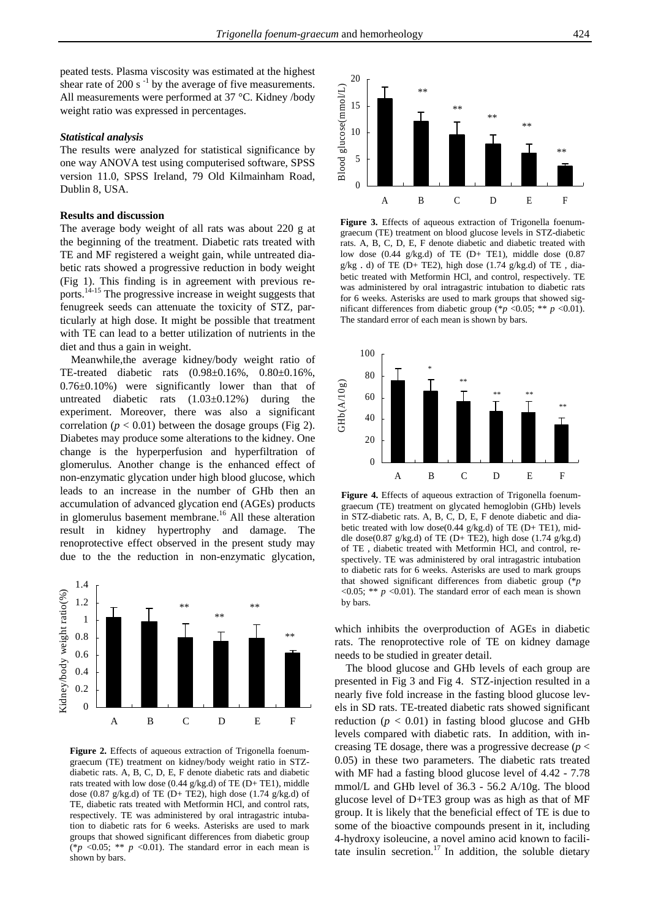peated tests. Plasma viscosity was estimated at the highest shear rate of 200 s $^{-1}$ by the average of five measurements. All measurements were performed at 37 °C. Kidney /body weight ratio was expressed in percentages.

### *Statistical analysis*

The results were analyzed for statistical significance by one way ANOVA test using computerised software, SPSS version 11.0, SPSS Ireland, 79 Old Kilmainham Road, Dublin 8, USA.

## Results and discussion

The average body weight of all rats was about 220 g at the beginning of the treatment. Diabetic rats treated with TE and MF registered a weight gain, while untreated diabetic rats showed a progressive reduction in body weight (Fig 1). This finding is in agreement with previous reports.[14-15] The progressive increase in weight suggests that fenugreek seeds can attenuate the toxicity of STZ, particularly at high dose. It might be possible that treatment with TE can lead to a better utilization of nutrients in the diet and thus a gain in weight.

Meanwhile,the average kidney/body weight ratio of TE-treated diabetic rats (0.98±0.16%, 0.80±0.16%, 0.76±0.10%) were significantly lower than that of untreated diabetic rats (1.03±0.12%) during the experiment. Moreover, there was also a significant correlation ($p < 0.01$) between the dosage groups (Fig 2). Diabetes may produce some alterations to the kidney. One change is the hyperperfusion and hyperfiltration of glomerulus. Another change is the enhanced effect of non-enzymatic glycation under high blood glucose, which leads to an increase in the number of GHb then an accumulation of advanced glycation end (AGEs) products in glomerulus basement membrane.[16] All these alteration result in kidney hypertrophy and damage. The renoprotective effect observed in the present study may due to the the reduction in non-enzymatic glycation, which inhibits the overproduction of AGEs in diabetic rats. The renoprotective role of TE on kidney damage needs to be studied in greater detail.

**Figure 2.** Effects of aqueous extraction of Trigonella foenum-graecum (TE) treatment on kidney/body weight ratio in STZ-diabetic rats. A, B, C, D, E, F denote diabetic rats and diabetic rats treated with low dose (0.44 g/kg.d) of TE (D+ TE1), middle dose (0.87 g/kg.d) of TE (D+ TE2), high dose (1.74 g/kg.d) of TE, diabetic rats treated with Metformin HCl, and control rats, respectively. TE was administered by oral intragastric intubation to diabetic rats for 6 weeks. Asterisks are used to mark groups that showed significant differences from diabetic group (*$p$ <0.05; ** $p$ <0.01). The standard error in each mean is shown by bars.

**Figure 3.** Effects of aqueous extraction of Trigonella foenum-graecum (TE) treatment on blood glucose levels in STZ-diabetic rats. A, B, C, D, E, F denote diabetic and diabetic treated with low dose (0.44 g/kg.d) of TE (D+ TE1), middle dose (0.87 g/kg . d) of TE (D+ TE2), high dose (1.74 g/kg.d) of TE , diabetic treated with Metformin HCl, and control, respectively. TE was administered by oral intragastric intubation to diabetic rats for 6 weeks. Asterisks are used to mark groups that showed significant differences from diabetic group (*$p$ <0.05; ** $p$ <0.01). The standard error of each mean is shown by bars.

**Figure 4.** Effects of aqueous extraction of Trigonella foenum-graecum (TE) treatment on glycated hemoglobin (GHb) levels in STZ-diabetic rats. A, B, C, D, E, F denote diabetic and diabetic treated with low dose(0.44 g/kg.d) of TE (D+ TE1), middle dose(0.87 g/kg.d) of TE (D+ TE2), high dose (1.74 g/kg.d) of TE , diabetic treated with Metformin HCl, and control, respectively. TE was administered by oral intragastric intubation to diabetic rats for 6 weeks. Asterisks are used to mark groups that showed significant differences from diabetic group (*$p$ <0.05; ** $p$ <0.01). The standard error of each mean is shown by bars.

The blood glucose and GHb levels of each group are presented in Fig 3 and Fig 4. STZ-injection resulted in a nearly five fold increase in the fasting blood glucose levels in SD rats. TE-treated diabetic rats showed significant reduction ($p < 0.01$) in fasting blood glucose and GHb levels compared with diabetic rats. In addition, with increasing TE dosage, there was a progressive decrease ($p < 0.05$) in these two parameters. The diabetic rats treated with MF had a fasting blood glucose level of 4.42 - 7.78 mmol/L and GHb level of 36.3 - 56.2 A/10g. The blood glucose level of D+TE3 group was as high as that of MF group. It is likely that the beneficial effect of TE is due to some of the bioactive compounds present in it, including 4-hydroxy isoleucine, a novel amino acid known to facilitate insulin secretion.[17] In addition, the soluble dietary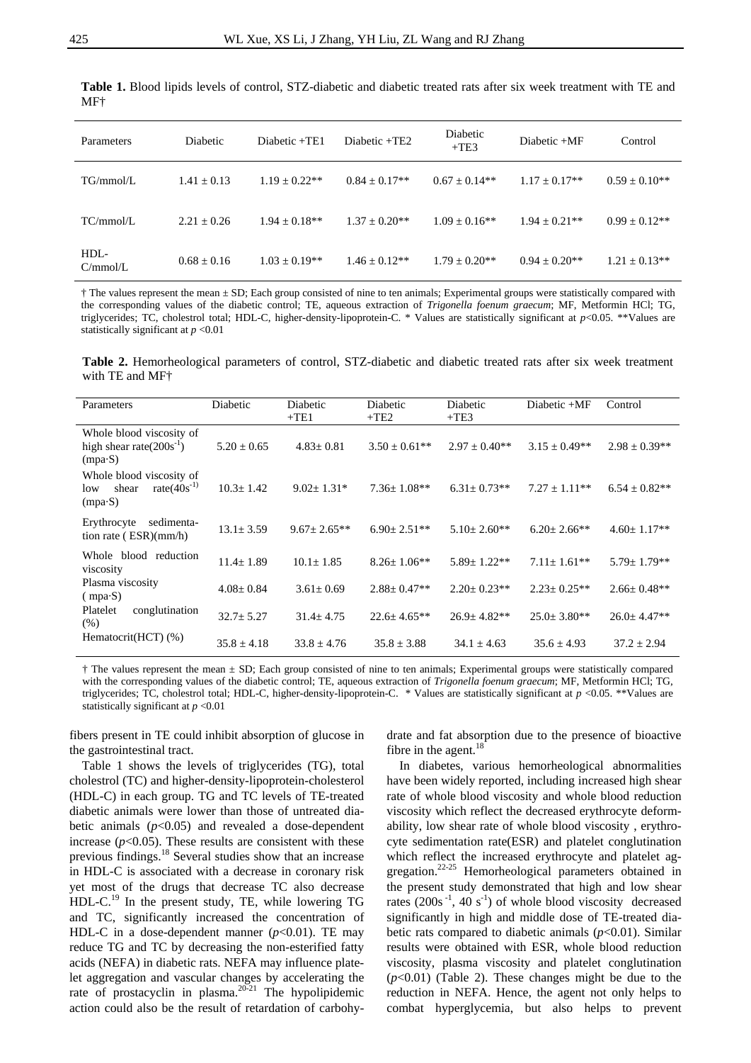**Table 1.** Blood lipids levels of control, STZ-diabetic and diabetic treated rats after six week treatment with TE and MF†

| Parameters | Diabetic | Diabetic +TE1 | Diabetic +TE2 | Diabetic +TE3 | Diabetic +MF | Control |
|---|---|---|---|---|---|---|
| TG/mmol/L | 1.41 ± 0.13 | 1.19 ± 0.22** | 0.84 ± 0.17** | 0.67 ± 0.14** | 1.17 ± 0.17** | 0.59 ± 0.10** |
| TC/mmol/L | 2.21 ± 0.26 | 1.94 ± 0.18** | 1.37 ± 0.20** | 1.09 ± 0.16** | 1.94 ± 0.21** | 0.99 ± 0.12** |
| HDL-C/mmol/L | 0.68 ± 0.16 | 1.03 ± 0.19** | 1.46 ± 0.12** | 1.79 ± 0.20** | 0.94 ± 0.20** | 1.21 ± 0.13** |

† The values represent the mean ± SD; Each group consisted of nine to ten animals; Experimental groups were statistically compared with the corresponding values of the diabetic control; TE, aqueous extraction of *Trigonella foenum graecum*; MF, Metformin HCl; TG, triglycerides; TC, cholestrol total; HDL-C, higher-density-lipoprotein-C. * Values are statistically significant at $p$<0.05. **Values are statistically significant at $p$ <0.01

**Table 2.** Hemorheological parameters of control, STZ-diabetic and diabetic treated rats after six week treatment with TE and MF†

| Parameters | Diabetic | Diabetic +TE1 | Diabetic +TE2 | Diabetic +TE3 | Diabetic +MF | Control |
|---|---|---|---|---|---|---|
| Whole blood viscosity of high shear rate($200 s^{-1}$) (mpa·S) | 5.20 ± 0.65 | 4.83± 0.81 | 3.50 ± 0.61** | 2.97 ± 0.40** | 3.15 ± 0.49** | 2.98 ± 0.39** |
| Whole blood viscosity of low shear rate($40 s^{-1}$) (mpa·S) | 10.3± 1.42 | 9.02± 1.31* | 7.36± 1.08** | 6.31± 0.73** | 7.27 ± 1.11** | 6.54 ± 0.82** |
| Erythrocyte sedimentation rate ( ESR)(mm/h) | 13.1± 3.59 | 9.67± 2.65** | 6.90± 2.51** | 5.10± 2.60** | 6.20± 2.66** | 4.60± 1.17** |
| Whole blood reduction viscosity | 11.4± 1.89 | 10.1± 1.85 | 8.26± 1.06** | 5.89± 1.22** | 7.11± 1.61** | 5.79± 1.79** |
| Plasma viscosity ( mpa·S) | 4.08± 0.84 | 3.61± 0.69 | 2.88± 0.47** | 2.20± 0.23** | 2.23± 0.25** | 2.66± 0.48** |
| Platelet conglutination (%) | 32.7± 5.27 | 31.4± 4.75 | 22.6± 4.65** | 26.9± 4.82** | 25.0± 3.80** | 26.0± 4.47** |
| Hematocrit(HCT) (%) | 35.8 ± 4.18 | 33.8 ± 4.76 | 35.8 ± 3.88 | 34.1 ± 4.63 | 35.6 ± 4.93 | 37.2 ± 2.94 |

† The values represent the mean ± SD; Each group consisted of nine to ten animals; Experimental groups were statistically compared with the corresponding values of the diabetic control; TE, aqueous extraction of *Trigonella foenum graecum*; MF, Metformin HCl; TG, triglycerides; TC, cholestrol total; HDL-C, higher-density-lipoprotein-C. * Values are statistically significant at $p$ <0.05. **Values are statistically significant at $p$ <0.01

fibers present in TE could inhibit absorption of glucose in the gastrointestinal tract.

Table 1 shows the levels of triglycerides (TG), total cholestrol (TC) and higher-density-lipoprotein-cholesterol (HDL-C) in each group. TG and TC levels of TE-treated diabetic animals were lower than those of untreated diabetic animals ($p$<0.05) and revealed a dose-dependent increase ($p$<0.05). These results are consistent with these previous findings.[18] Several studies show that an increase in HDL-C is associated with a decrease in coronary risk yet most of the drugs that decrease TC also decrease HDL-C.[19] In the present study, TE, while lowering TG and TC, significantly increased the concentration of HDL-C in a dose-dependent manner ($p$<0.01). TE may reduce TG and TC by decreasing the non-esterified fatty acids (NEFA) in diabetic rats. NEFA may influence platelet aggregation and vascular changes by accelerating the rate of prostacyclin in plasma.[20-21] The hypolipidemic action could also be the result of retardation of carbohydrate and fat absorption due to the presence of bioactive fibre in the agent.[18]

In diabetes, various hemorheological abnormalities have been widely reported, including increased high shear rate of whole blood viscosity and whole blood reduction viscosity which reflect the decreased erythrocyte deformability, low shear rate of whole blood viscosity , erythrocyte sedimentation rate(ESR) and platelet conglutination which reflect the increased erythrocyte and platelet aggregation.[22-25] Hemorheological parameters obtained in the present study demonstrated that high and low shear rates ($200 s^{-1}$, $40 s^{-1}$) of whole blood viscosity decreased significantly in high and middle dose of TE-treated diabetic rats compared to diabetic animals ($p$<0.01). Similar results were obtained with ESR, whole blood reduction viscosity, plasma viscosity and platelet conglutination ($p$<0.01) (Table 2). These changes might be due to the reduction in NEFA. Hence, the agent not only helps to combat hyperglycemia, but also helps to prevent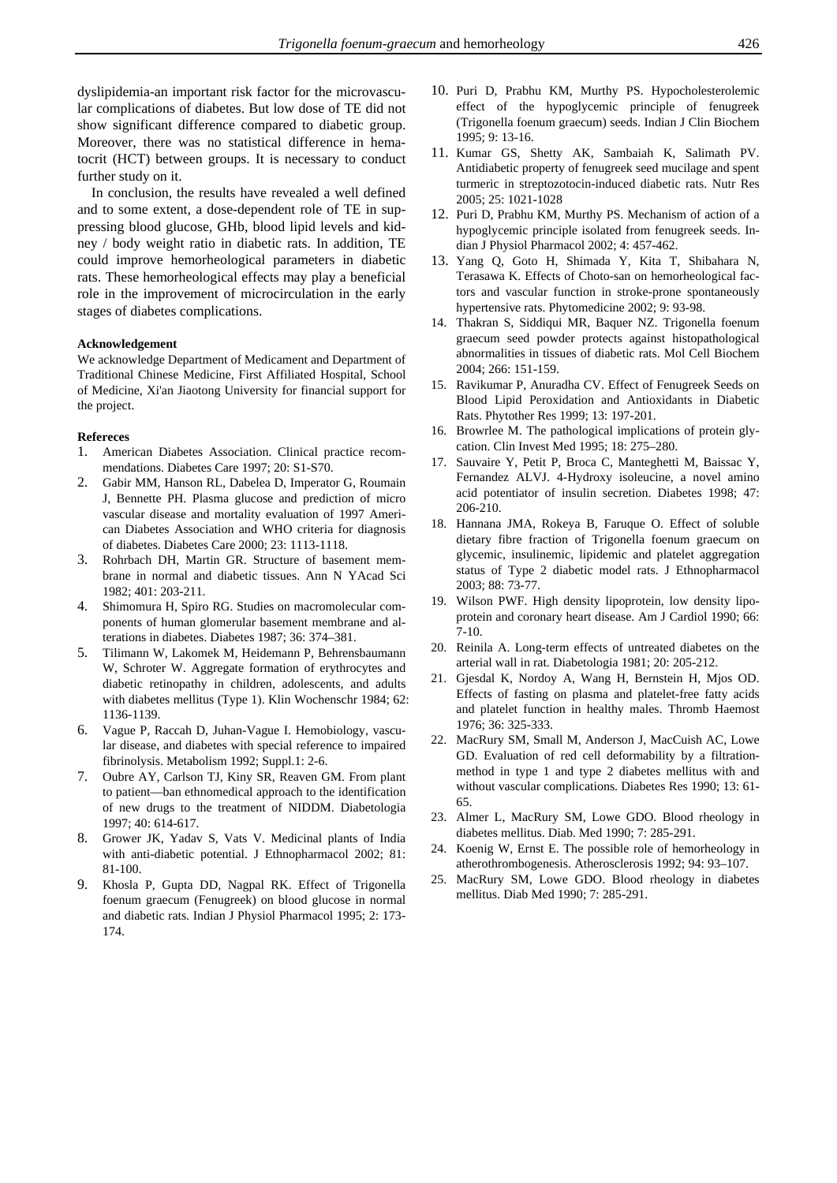dyslipidemia-an important risk factor for the microvascular complications of diabetes. But low dose of TE did not show significant difference compared to diabetic group. Moreover, there was no statistical difference in hematocrit (HCT) between groups. It is necessary to conduct further study on it.

In conclusion, the results have revealed a well defined and to some extent, a dose-dependent role of TE in suppressing blood glucose, GHb, blood lipid levels and kidney / body weight ratio in diabetic rats. In addition, TE could improve hemorheological parameters in diabetic rats. These hemorheological effects may play a beneficial role in the improvement of microcirculation in the early stages of diabetes complications.

#### Acknowledgement

We acknowledge Department of Medicament and Department of Traditional Chinese Medicine, First Affiliated Hospital, School of Medicine, Xi'an Jiaotong University for financial support for the project.

#### Refereces

1. American Diabetes Association. Clinical practice recommendations. Diabetes Care 1997; 20: S1-S70.
2. Gabir MM, Hanson RL, Dabelea D, Imperator G, Roumain J, Bennette PH. Plasma glucose and prediction of micro vascular disease and mortality evaluation of 1997 American Diabetes Association and WHO criteria for diagnosis of diabetes. Diabetes Care 2000; 23: 1113-1118.
3. Rohrbach DH, Martin GR. Structure of basement membrane in normal and diabetic tissues. Ann N YAcad Sci 1982; 401: 203-211.
4. Shimomura H, Spiro RG. Studies on macromolecular components of human glomerular basement membrane and alterations in diabetes. Diabetes 1987; 36: 374–381.
5. Tilimann W, Lakomek M, Heidemann P, Behrensbaumann W, Schroter W. Aggregate formation of erythrocytes and diabetic retinopathy in children, adolescents, and adults with diabetes mellitus (Type 1). Klin Wochenschr 1984; 62: 1136-1139.
6. Vague P, Raccah D, Juhan-Vague I. Hemobiology, vascular disease, and diabetes with special reference to impaired fibrinolysis. Metabolism 1992; Suppl.1: 2-6.
7. Oubre AY, Carlson TJ, Kiny SR, Reaven GM. From plant to patient—ban ethnomedical approach to the identification of new drugs to the treatment of NIDDM. Diabetologia 1997; 40: 614-617.
8. Grower JK, Yadav S, Vats V. Medicinal plants of India with anti-diabetic potential. J Ethnopharmacol 2002; 81: 81-100.
9. Khosla P, Gupta DD, Nagpal RK. Effect of Trigonella foenum graecum (Fenugreek) on blood glucose in normal and diabetic rats. Indian J Physiol Pharmacol 1995; 2: 173-174.
10. Puri D, Prabhu KM, Murthy PS. Hypocholesterolemic effect of the hypoglycemic principle of fenugreek (Trigonella foenum graecum) seeds. Indian J Clin Biochem 1995; 9: 13-16.
11. Kumar GS, Shetty AK, Sambaiah K, Salimath PV. Antidiabetic property of fenugreek seed mucilage and spent turmeric in streptozotocin-induced diabetic rats. Nutr Res 2005; 25: 1021-1028
12. Puri D, Prabhu KM, Murthy PS. Mechanism of action of a hypoglycemic principle isolated from fenugreek seeds. Indian J Physiol Pharmacol 2002; 4: 457-462.
13. Yang Q, Goto H, Shimada Y, Kita T, Shibahara N, Terasawa K. Effects of Choto-san on hemorheological factors and vascular function in stroke-prone spontaneously hypertensive rats. Phytomedicine 2002; 9: 93-98.
14. Thakran S, Siddiqui MR, Baquer NZ. Trigonella foenum graecum seed powder protects against histopathological abnormalities in tissues of diabetic rats. Mol Cell Biochem 2004; 266: 151-159.
15. Ravikumar P, Anuradha CV. Effect of Fenugreek Seeds on Blood Lipid Peroxidation and Antioxidants in Diabetic Rats. Phytother Res 1999; 13: 197-201.
16. Browrlee M. The pathological implications of protein glycation. Clin Invest Med 1995; 18: 275–280.
17. Sauvaire Y, Petit P, Broca C, Manteghetti M, Baissac Y, Fernandez ALVJ. 4-Hydroxy isoleucine, a novel amino acid potentiator of insulin secretion. Diabetes 1998; 47: 206-210.
18. Hannana JMA, Rokeya B, Faruque O. Effect of soluble dietary fibre fraction of Trigonella foenum graecum on glycemic, insulinemic, lipidemic and platelet aggregation status of Type 2 diabetic model rats. J Ethnopharmacol 2003; 88: 73-77.
19. Wilson PWF. High density lipoprotein, low density lipoprotein and coronary heart disease. Am J Cardiol 1990; 66: 7-10.
20. Reinila A. Long-term effects of untreated diabetes on the arterial wall in rat. Diabetologia 1981; 20: 205-212.
21. Gjesdal K, Nordoy A, Wang H, Bernstein H, Mjos OD. Effects of fasting on plasma and platelet-free fatty acids and platelet function in healthy males. Thromb Haemost 1976; 36: 325-333.
22. MacRury SM, Small M, Anderson J, MacCuish AC, Lowe GD. Evaluation of red cell deformability by a filtration-method in type 1 and type 2 diabetes mellitus with and without vascular complications. Diabetes Res 1990; 13: 61-65.
23. Almer L, MacRury SM, Lowe GDO. Blood rheology in diabetes mellitus. Diab. Med 1990; 7: 285-291.
24. Koenig W, Ernst E. The possible role of hemorheology in atherothrombogenesis. Atherosclerosis 1992; 94: 93–107.
25. MacRury SM, Lowe GDO. Blood rheology in diabetes mellitus. Diab Med 1990; 7: 285-291.